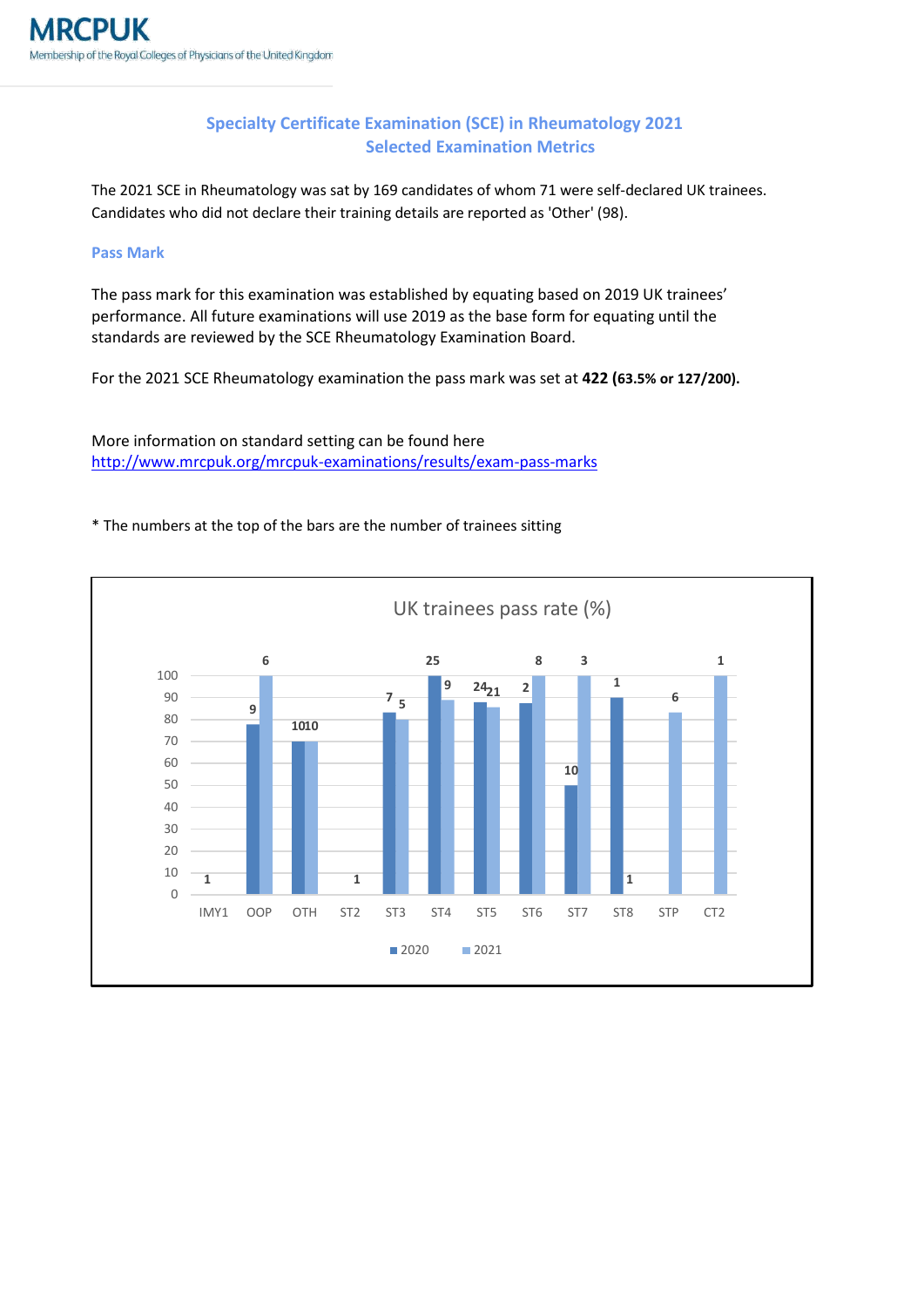# MRCPUK

Membership of the Royal Colleges of Physicians of the United Kingdom

## Specialty Certificate Examination (SCE) in Rheumatology 2021
## Selected Examination Metrics

The 2021 SCE in Rheumatology was sat by 169 candidates of whom 71 were self-declared UK trainees. Candidates who did not declare their training details are reported as 'Other' (98).

### Pass Mark

The pass mark for this examination was established by equating based on 2019 UK trainees' performance. All future examinations will use 2019 as the base form for equating until the standards are reviewed by the SCE Rheumatology Examination Board.

For the 2021 SCE Rheumatology examination the pass mark was set at **422 (63.5% or 127/200).**

More information on standard setting can be found here
http://www.mrcpuk.org/mrcpuk-examinations/results/exam-pass-marks

\* The numbers at the top of the bars are the number of trainees sitting

UK trainees pass rate (%)

| Grade | 2020 (n) | 2021 (n) |
|---|---|---|
| IMY1 | 1 | |
| OOP | 9 | 6 |
| OTH | 10 | 10 |
| ST2 | 1 | |
| ST3 | 7 | 5 |
| ST4 | 25 | 9 |
| ST5 | 24 | 21 |
| ST6 | 2 | 8 |
| ST7 | 10 | 3 |
| ST8 | 1 | 1 |
| STP | | 6 |
| CT2 | | 1 |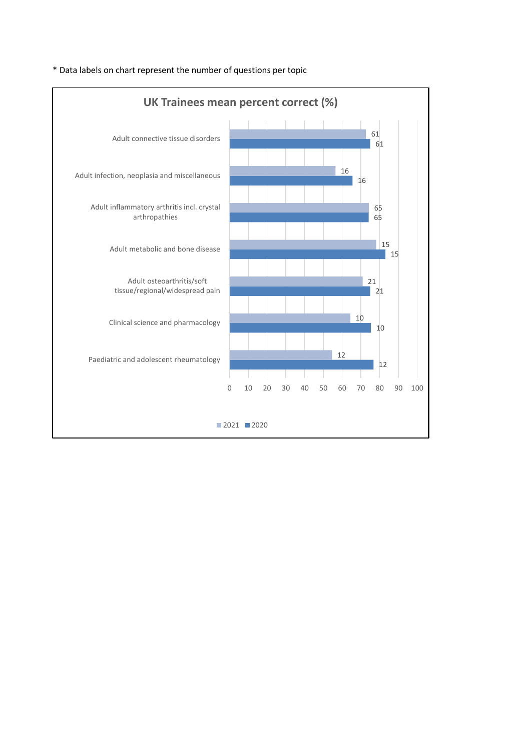* Data labels on chart represent the number of questions per topic

## UK Trainees mean percent correct (%)

| Topic | 2021 (number of questions) | 2020 (number of questions) |
| --- | --- | --- |
| Adult connective tissue disorders | 61 | 61 |
| Adult infection, neoplasia and miscellaneous | 16 | 16 |
| Adult inflammatory arthritis incl. crystal arthropathies | 65 | 65 |
| Adult metabolic and bone disease | 15 | 15 |
| Adult osteoarthritis/soft tissue/regional/widespread pain | 21 | 21 |
| Clinical science and pharmacology | 10 | 10 |
| Paediatric and adolescent rheumatology | 12 | 12 |

0 10 20 30 40 50 60 70 80 90 100

2021 2020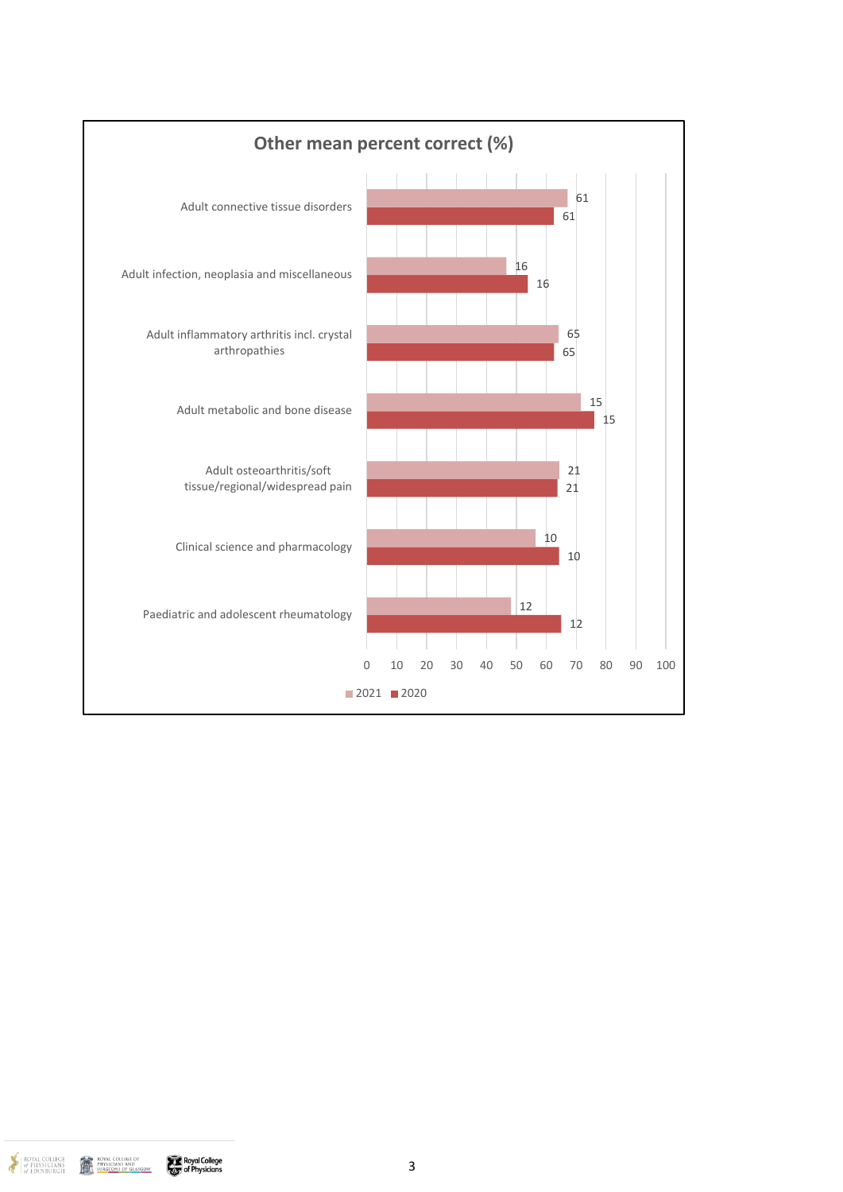Other mean percent correct (%)

Adult connective tissue disorders
61
61

Adult infection, neoplasia and miscellaneous
16
16

Adult inflammatory arthritis incl. crystal arthropathies
65
65

Adult metabolic and bone disease
15
15

Adult osteoarthritis/soft tissue/regional/widespread pain
21
21

Clinical science and pharmacology
10
10

Paediatric and adolescent rheumatology
12
12

0 10 20 30 40 50 60 70 80 90 100

2021 2020